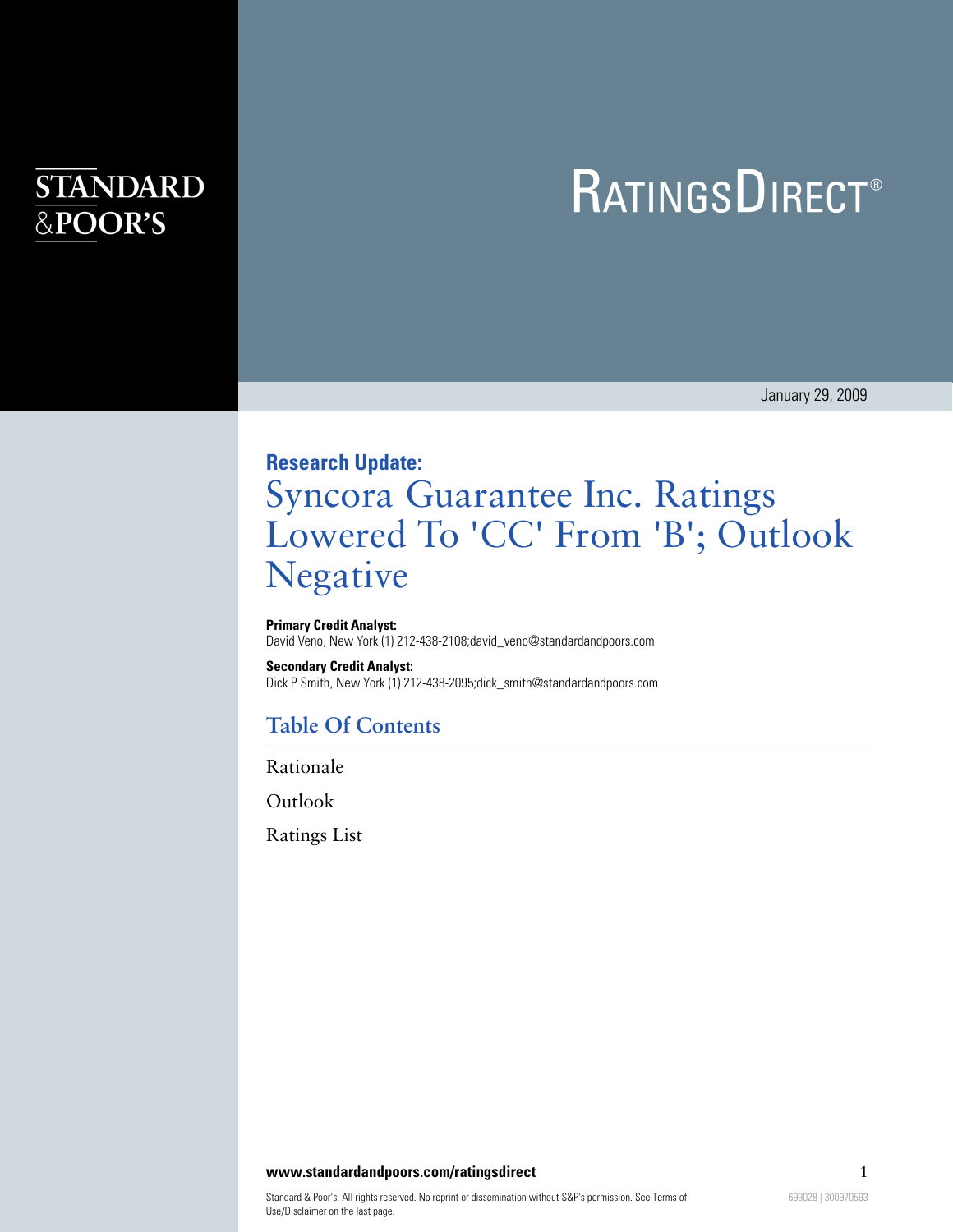STANDARD & POOR'S

# RatingsDirect®

January 29, 2009

**Research Update:**

# Syncora Guarantee Inc. Ratings Lowered To 'CC' From 'B'; Outlook Negative

**Primary Credit Analyst:**
David Veno, New York (1) 212-438-2108;david_veno@standardandpoors.com

**Secondary Credit Analyst:**
Dick P Smith, New York (1) 212-438-2095;dick_smith@standardandpoors.com

## Table Of Contents

Rationale

Outlook

Ratings List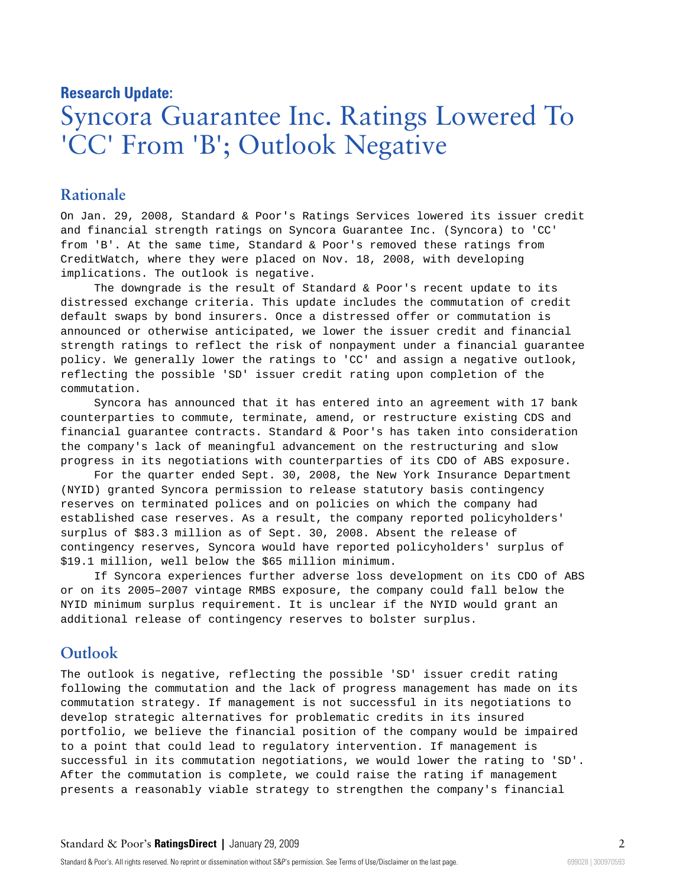**Research Update:**

# Syncora Guarantee Inc. Ratings Lowered To 'CC' From 'B'; Outlook Negative

## Rationale

On Jan. 29, 2008, Standard & Poor's Ratings Services lowered its issuer credit and financial strength ratings on Syncora Guarantee Inc. (Syncora) to 'CC' from 'B'. At the same time, Standard & Poor's removed these ratings from CreditWatch, where they were placed on Nov. 18, 2008, with developing implications. The outlook is negative.

The downgrade is the result of Standard & Poor's recent update to its distressed exchange criteria. This update includes the commutation of credit default swaps by bond insurers. Once a distressed offer or commutation is announced or otherwise anticipated, we lower the issuer credit and financial strength ratings to reflect the risk of nonpayment under a financial guarantee policy. We generally lower the ratings to 'CC' and assign a negative outlook, reflecting the possible 'SD' issuer credit rating upon completion of the commutation.

Syncora has announced that it has entered into an agreement with 17 bank counterparties to commute, terminate, amend, or restructure existing CDS and financial guarantee contracts. Standard & Poor's has taken into consideration the company's lack of meaningful advancement on the restructuring and slow progress in its negotiations with counterparties of its CDO of ABS exposure.

For the quarter ended Sept. 30, 2008, the New York Insurance Department (NYID) granted Syncora permission to release statutory basis contingency reserves on terminated polices and on policies on which the company had established case reserves. As a result, the company reported policyholders' surplus of $83.3 million as of Sept. 30, 2008. Absent the release of contingency reserves, Syncora would have reported policyholders' surplus of $19.1 million, well below the $65 million minimum.

If Syncora experiences further adverse loss development on its CDO of ABS or on its 2005-2007 vintage RMBS exposure, the company could fall below the NYID minimum surplus requirement. It is unclear if the NYID would grant an additional release of contingency reserves to bolster surplus.

## Outlook

The outlook is negative, reflecting the possible 'SD' issuer credit rating following the commutation and the lack of progress management has made on its commutation strategy. If management is not successful in its negotiations to develop strategic alternatives for problematic credits in its insured portfolio, we believe the financial position of the company would be impaired to a point that could lead to regulatory intervention. If management is successful in its commutation negotiations, we would lower the rating to 'SD'. After the commutation is complete, we could raise the rating if management presents a reasonably viable strategy to strengthen the company's financial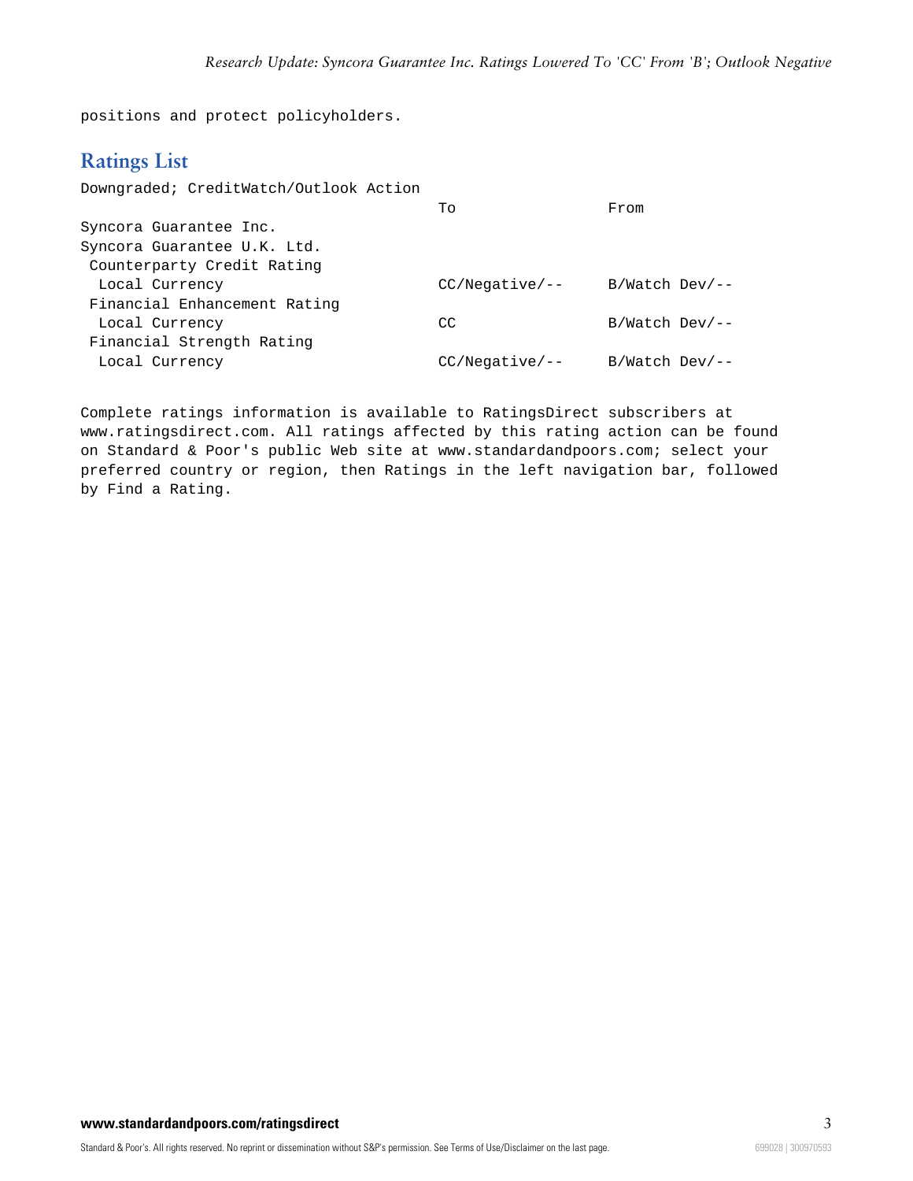positions and protect policyholders.

## Ratings List

Downgraded; CreditWatch/Outlook Action

| | To | From |
|---|---|---|
| Syncora Guarantee Inc. | | |
| Syncora Guarantee U.K. Ltd. | | |
| Counterparty Credit Rating | | |
| Local Currency | CC/Negative/-- | B/Watch Dev/-- |
| Financial Enhancement Rating | | |
| Local Currency | CC | B/Watch Dev/-- |
| Financial Strength Rating | | |
| Local Currency | CC/Negative/-- | B/Watch Dev/-- |

Complete ratings information is available to RatingsDirect subscribers at www.ratingsdirect.com. All ratings affected by this rating action can be found on Standard & Poor's public Web site at www.standardandpoors.com; select your preferred country or region, then Ratings in the left navigation bar, followed by Find a Rating.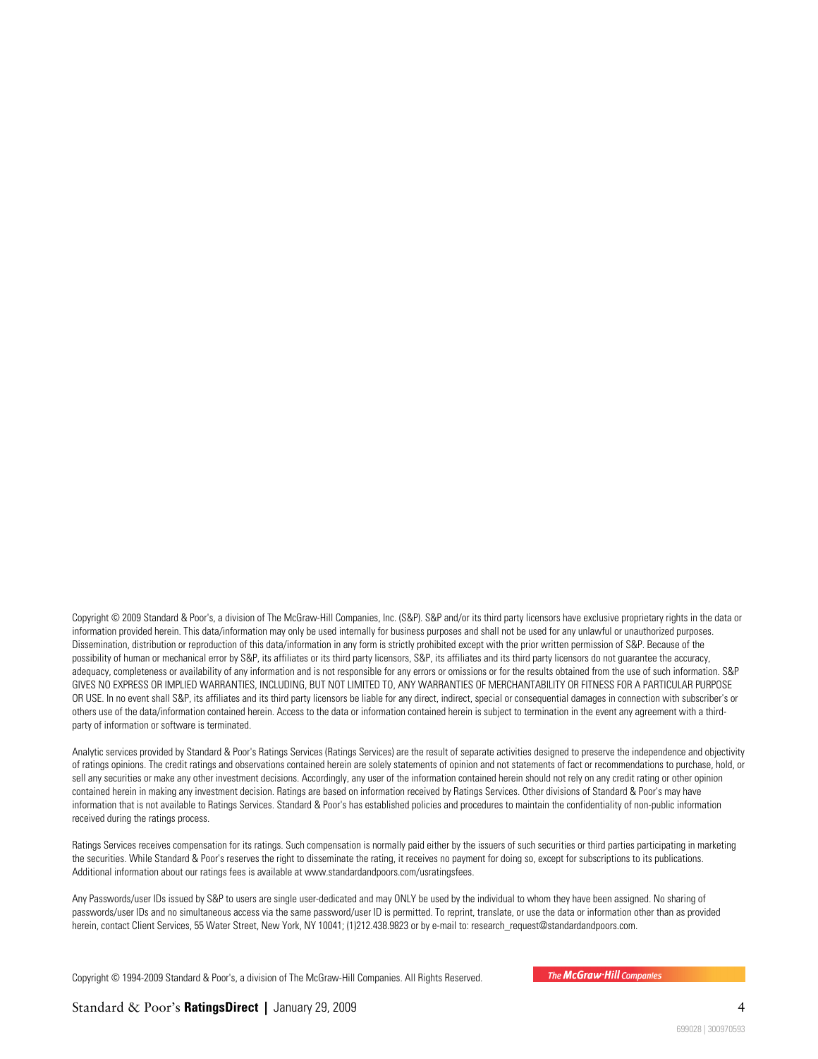Copyright © 2009 Standard & Poor's, a division of The McGraw-Hill Companies, Inc. (S&P). S&P and/or its third party licensors have exclusive proprietary rights in the data or information provided herein. This data/information may only be used internally for business purposes and shall not be used for any unlawful or unauthorized purposes. Dissemination, distribution or reproduction of this data/information in any form is strictly prohibited except with the prior written permission of S&P. Because of the possibility of human or mechanical error by S&P, its affiliates or its third party licensors, S&P, its affiliates and its third party licensors do not guarantee the accuracy, adequacy, completeness or availability of any information and is not responsible for any errors or omissions or for the results obtained from the use of such information. S&P GIVES NO EXPRESS OR IMPLIED WARRANTIES, INCLUDING, BUT NOT LIMITED TO, ANY WARRANTIES OF MERCHANTABILITY OR FITNESS FOR A PARTICULAR PURPOSE OR USE. In no event shall S&P, its affiliates and its third party licensors be liable for any direct, indirect, special or consequential damages in connection with subscriber's or others use of the data/information contained herein. Access to the data or information contained herein is subject to termination in the event any agreement with a third-party of information or software is terminated.

Analytic services provided by Standard & Poor's Ratings Services (Ratings Services) are the result of separate activities designed to preserve the independence and objectivity of ratings opinions. The credit ratings and observations contained herein are solely statements of opinion and not statements of fact or recommendations to purchase, hold, or sell any securities or make any other investment decisions. Accordingly, any user of the information contained herein should not rely on any credit rating or other opinion contained herein in making any investment decision. Ratings are based on information received by Ratings Services. Other divisions of Standard & Poor's may have information that is not available to Ratings Services. Standard & Poor's has established policies and procedures to maintain the confidentiality of non-public information received during the ratings process.

Ratings Services receives compensation for its ratings. Such compensation is normally paid either by the issuers of such securities or third parties participating in marketing the securities. While Standard & Poor's reserves the right to disseminate the rating, it receives no payment for doing so, except for subscriptions to its publications. Additional information about our ratings fees is available at www.standardandpoors.com/usratingsfees.

Any Passwords/user IDs issued by S&P to users are single user-dedicated and may ONLY be used by the individual to whom they have been assigned. No sharing of passwords/user IDs and no simultaneous access via the same password/user ID is permitted. To reprint, translate, or use the data or information other than as provided herein, contact Client Services, 55 Water Street, New York, NY 10041; (1)212.438.9823 or by e-mail to: research_request@standardandpoors.com.

Copyright © 1994-2009 Standard & Poor's, a division of The McGraw-Hill Companies. All Rights Reserved.

The McGraw-Hill Companies